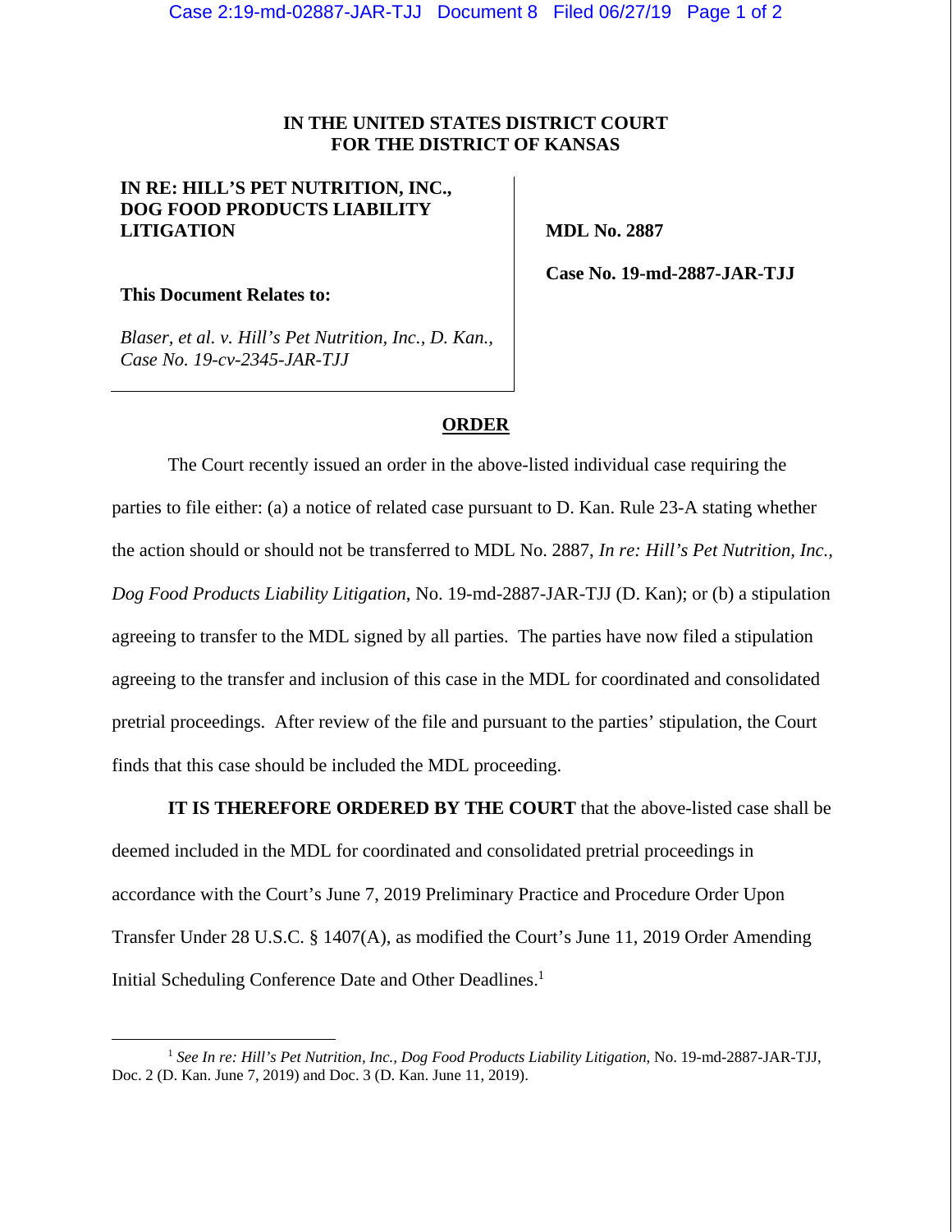**IN THE UNITED STATES DISTRICT COURT**
**FOR THE DISTRICT OF KANSAS**

**IN RE: HILL'S PET NUTRITION, INC., DOG FOOD PRODUCTS LIABILITY LITIGATION**

**MDL No. 2887**

**Case No. 19-md-2887-JAR-TJJ**

**This Document Relates to:**

*Blaser, et al. v. Hill's Pet Nutrition, Inc., D. Kan., Case No. 19-cv-2345-JAR-TJJ*

## **ORDER**

The Court recently issued an order in the above-listed individual case requiring the parties to file either: (a) a notice of related case pursuant to D. Kan. Rule 23-A stating whether the action should or should not be transferred to MDL No. 2887, *In re: Hill's Pet Nutrition, Inc., Dog Food Products Liability Litigation*, No. 19-md-2887-JAR-TJJ (D. Kan); or (b) a stipulation agreeing to transfer to the MDL signed by all parties. The parties have now filed a stipulation agreeing to the transfer and inclusion of this case in the MDL for coordinated and consolidated pretrial proceedings. After review of the file and pursuant to the parties' stipulation, the Court finds that this case should be included the MDL proceeding.

**IT IS THEREFORE ORDERED BY THE COURT** that the above-listed case shall be deemed included in the MDL for coordinated and consolidated pretrial proceedings in accordance with the Court's June 7, 2019 Preliminary Practice and Procedure Order Upon Transfer Under 28 U.S.C. § 1407(A), as modified the Court's June 11, 2019 Order Amending Initial Scheduling Conference Date and Other Deadlines.[1]

---

[1] *See In re: Hill's Pet Nutrition, Inc., Dog Food Products Liability Litigation*, No. 19-md-2887-JAR-TJJ, Doc. 2 (D. Kan. June 7, 2019) and Doc. 3 (D. Kan. June 11, 2019).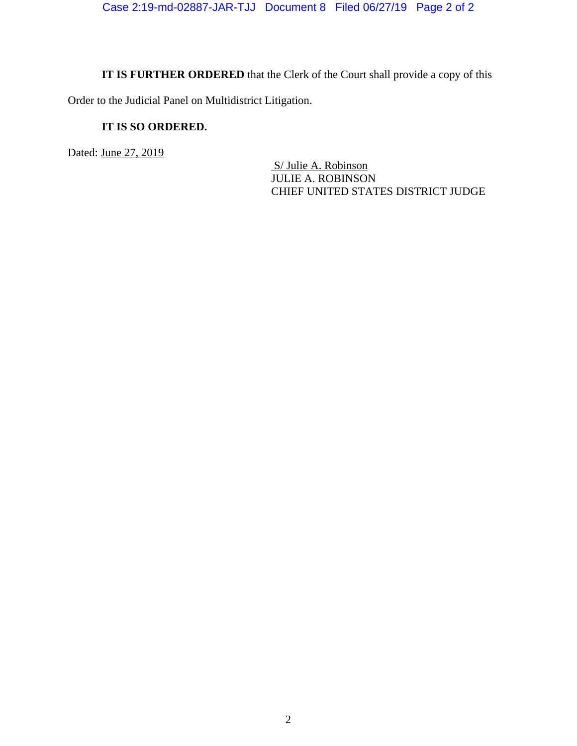**IT IS FURTHER ORDERED** that the Clerk of the Court shall provide a copy of this Order to the Judicial Panel on Multidistrict Litigation.

**IT IS SO ORDERED.**

Dated: June 27, 2019

S/ Julie A. Robinson
JULIE A. ROBINSON
CHIEF UNITED STATES DISTRICT JUDGE